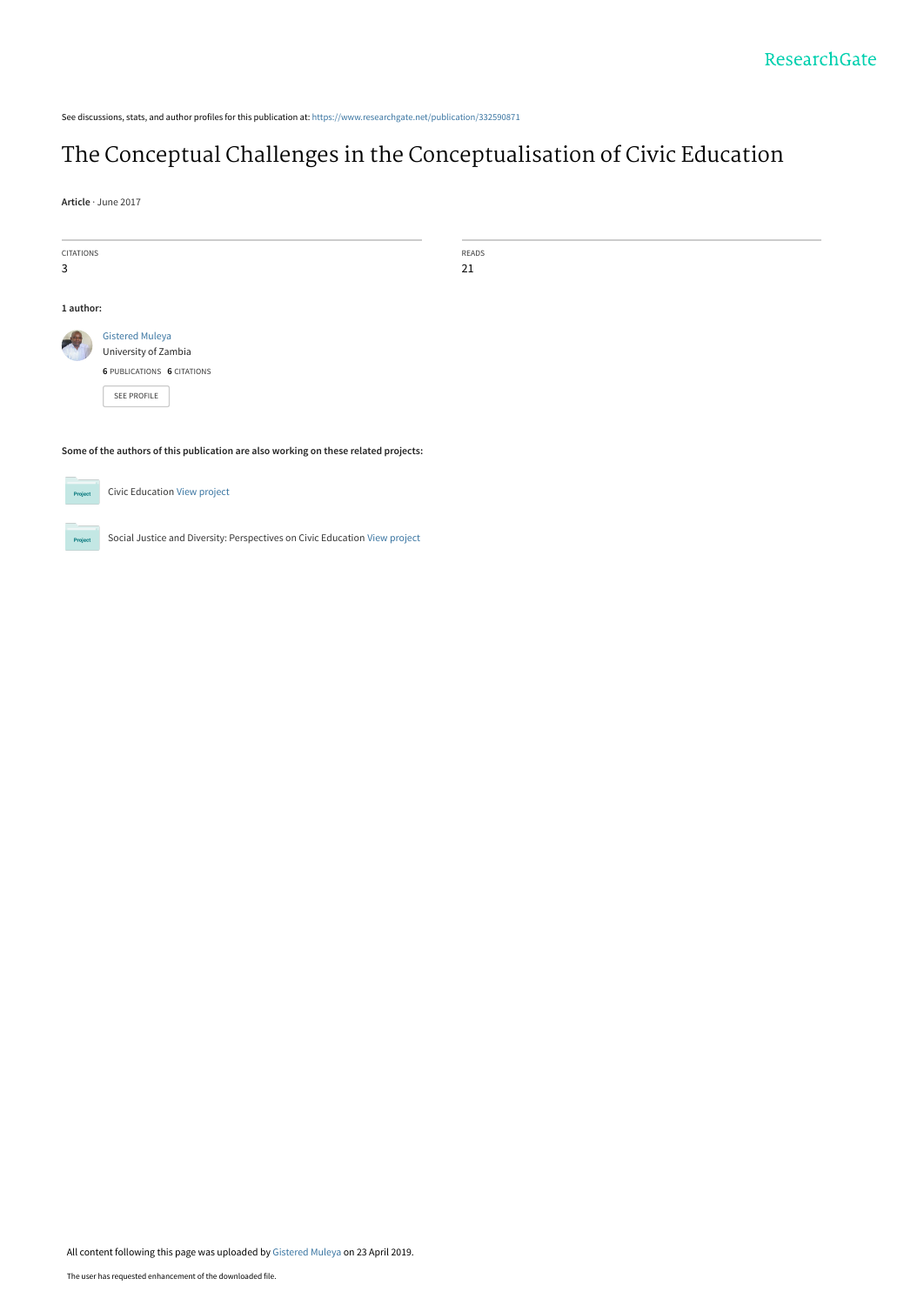See discussions, stats, and author profiles for this publication at: https://www.researchgate.net/publication/332590871

# The Conceptual Challenges in the Conceptualisation of Civic Education

**Article** · June 2017

CITATIONS
3

READS
21

**1 author:**

Gistered Muleya
University of Zambia
**6** PUBLICATIONS **6** CITATIONS

SEE PROFILE

**Some of the authors of this publication are also working on these related projects:**

Civic Education View project

Social Justice and Diversity: Perspectives on Civic Education View project

All content following this page was uploaded by Gistered Muleya on 23 April 2019.

The user has requested enhancement of the downloaded file.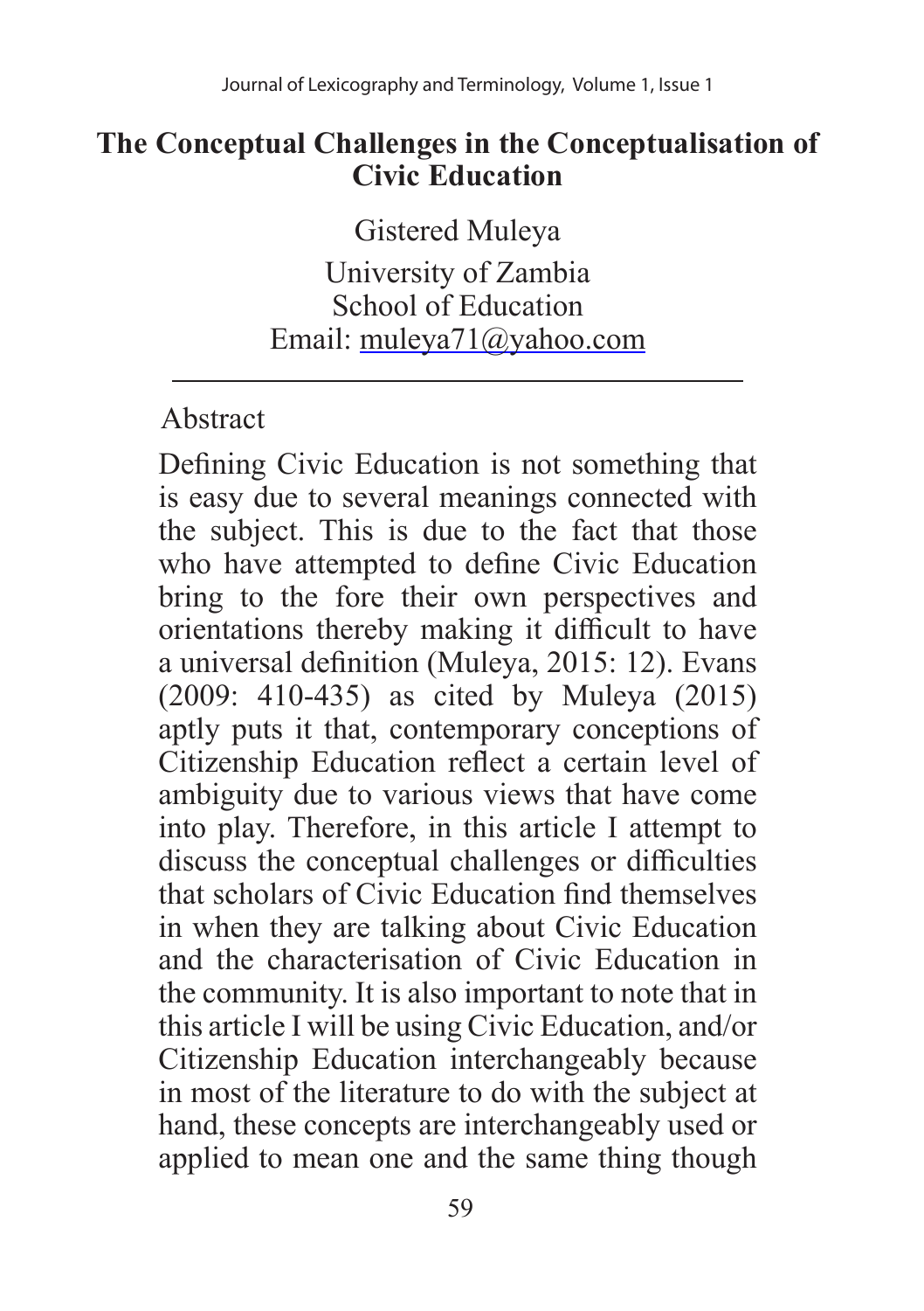# The Conceptual Challenges in the Conceptualisation of Civic Education

Gistered Muleya

University of Zambia
School of Education
Email: muleya71@yahoo.com

---

Abstract

Defining Civic Education is not something that is easy due to several meanings connected with the subject. This is due to the fact that those who have attempted to define Civic Education bring to the fore their own perspectives and orientations thereby making it difficult to have a universal definition (Muleya, 2015: 12). Evans (2009: 410-435) as cited by Muleya (2015) aptly puts it that, contemporary conceptions of Citizenship Education reflect a certain level of ambiguity due to various views that have come into play. Therefore, in this article I attempt to discuss the conceptual challenges or difficulties that scholars of Civic Education find themselves in when they are talking about Civic Education and the characterisation of Civic Education in the community. It is also important to note that in this article I will be using Civic Education, and/or Citizenship Education interchangeably because in most of the literature to do with the subject at hand, these concepts are interchangeably used or applied to mean one and the same thing though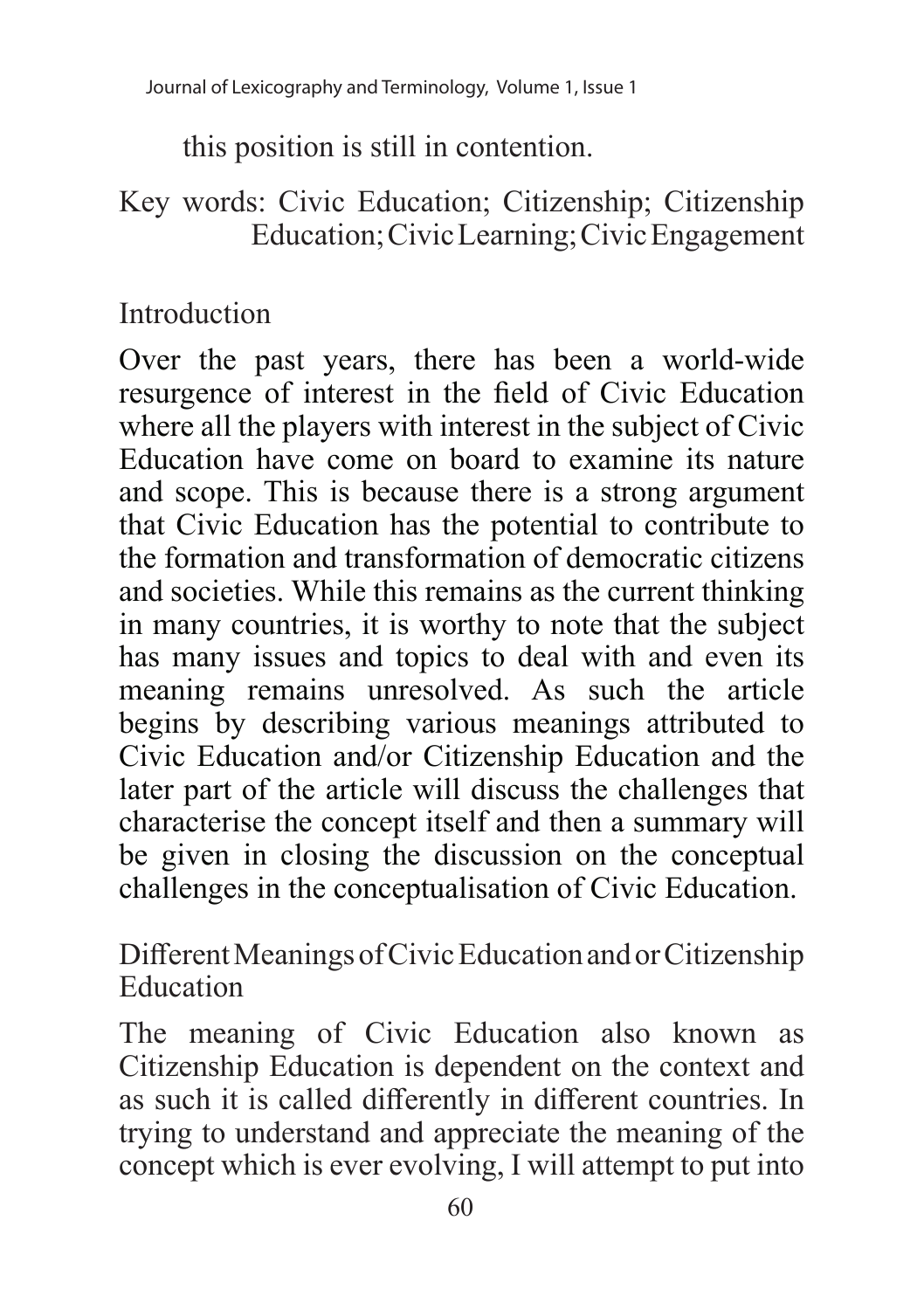this position is still in contention.

Key words: Civic Education; Citizenship; Citizenship Education; Civic Learning; Civic Engagement

## Introduction

Over the past years, there has been a world-wide resurgence of interest in the field of Civic Education where all the players with interest in the subject of Civic Education have come on board to examine its nature and scope. This is because there is a strong argument that Civic Education has the potential to contribute to the formation and transformation of democratic citizens and societies. While this remains as the current thinking in many countries, it is worthy to note that the subject has many issues and topics to deal with and even its meaning remains unresolved. As such the article begins by describing various meanings attributed to Civic Education and/or Citizenship Education and the later part of the article will discuss the challenges that characterise the concept itself and then a summary will be given in closing the discussion on the conceptual challenges in the conceptualisation of Civic Education.

## Different Meanings of Civic Education and or Citizenship Education

The meaning of Civic Education also known as Citizenship Education is dependent on the context and as such it is called differently in different countries. In trying to understand and appreciate the meaning of the concept which is ever evolving, I will attempt to put into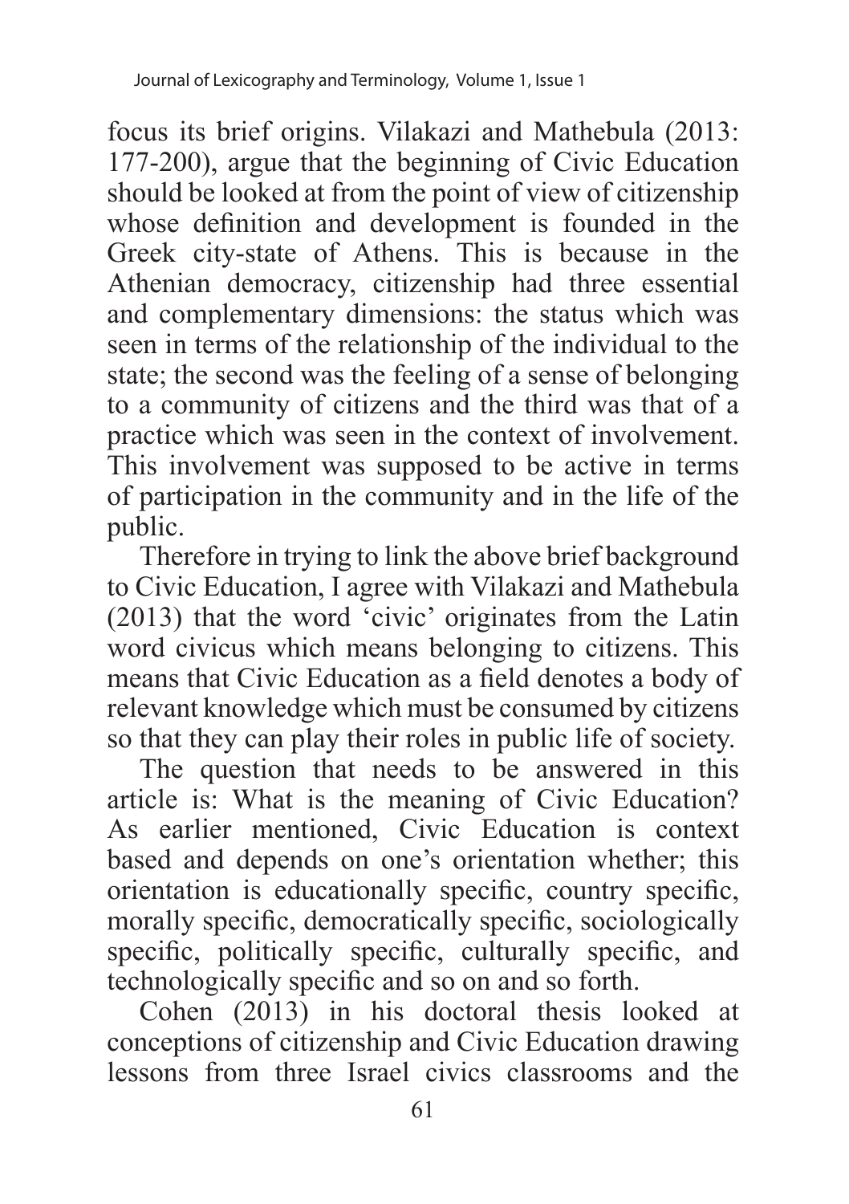focus its brief origins. Vilakazi and Mathebula (2013: 177-200), argue that the beginning of Civic Education should be looked at from the point of view of citizenship whose definition and development is founded in the Greek city-state of Athens. This is because in the Athenian democracy, citizenship had three essential and complementary dimensions: the status which was seen in terms of the relationship of the individual to the state; the second was the feeling of a sense of belonging to a community of citizens and the third was that of a practice which was seen in the context of involvement. This involvement was supposed to be active in terms of participation in the community and in the life of the public.

Therefore in trying to link the above brief background to Civic Education, I agree with Vilakazi and Mathebula (2013) that the word 'civic' originates from the Latin word civicus which means belonging to citizens. This means that Civic Education as a field denotes a body of relevant knowledge which must be consumed by citizens so that they can play their roles in public life of society.

The question that needs to be answered in this article is: What is the meaning of Civic Education? As earlier mentioned, Civic Education is context based and depends on one's orientation whether; this orientation is educationally specific, country specific, morally specific, democratically specific, sociologically specific, politically specific, culturally specific, and technologically specific and so on and so forth.

Cohen (2013) in his doctoral thesis looked at conceptions of citizenship and Civic Education drawing lessons from three Israel civics classrooms and the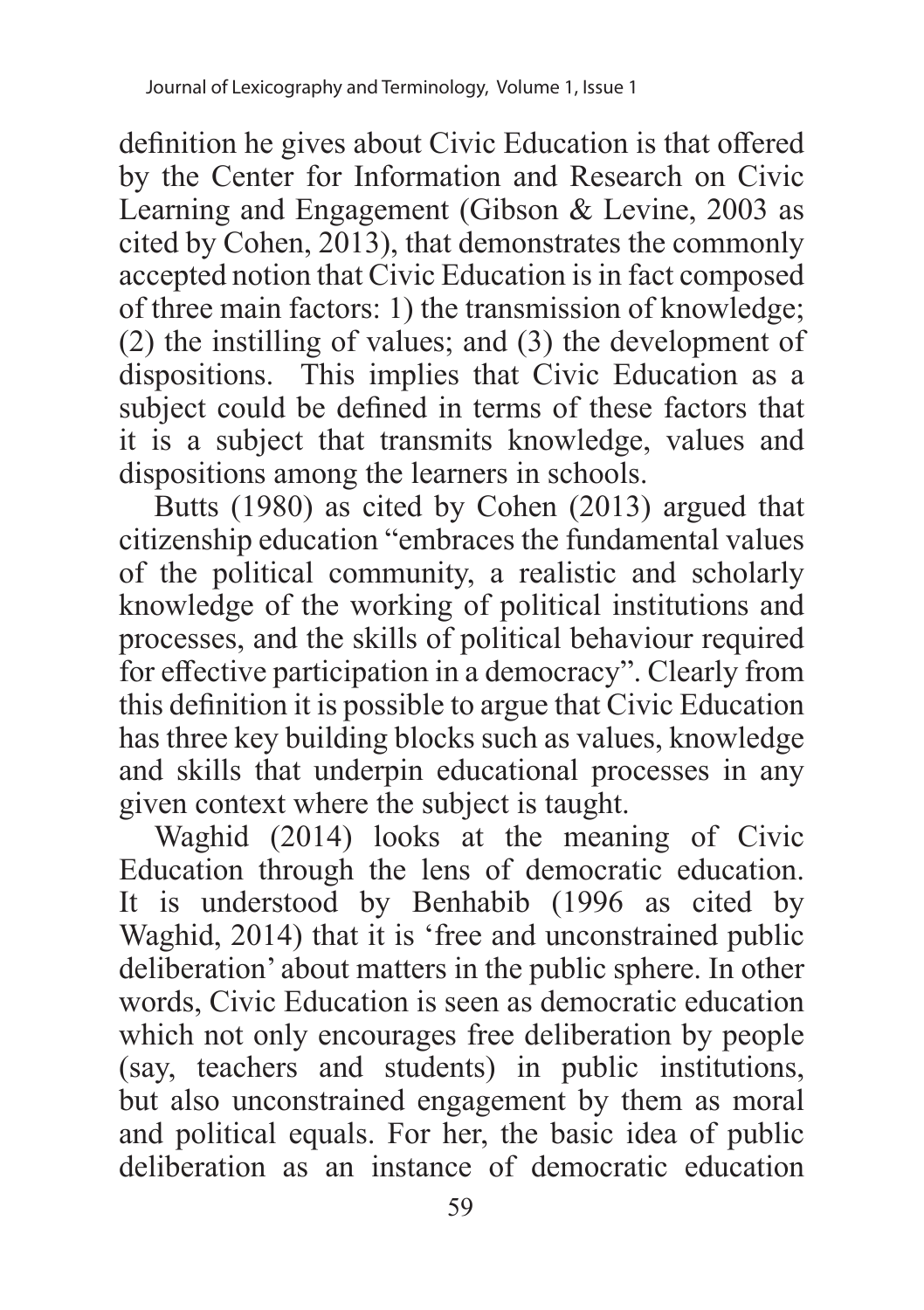definition he gives about Civic Education is that offered by the Center for Information and Research on Civic Learning and Engagement (Gibson & Levine, 2003 as cited by Cohen, 2013), that demonstrates the commonly accepted notion that Civic Education is in fact composed of three main factors: 1) the transmission of knowledge; (2) the instilling of values; and (3) the development of dispositions. This implies that Civic Education as a subject could be defined in terms of these factors that it is a subject that transmits knowledge, values and dispositions among the learners in schools.

Butts (1980) as cited by Cohen (2013) argued that citizenship education "embraces the fundamental values of the political community, a realistic and scholarly knowledge of the working of political institutions and processes, and the skills of political behaviour required for effective participation in a democracy". Clearly from this definition it is possible to argue that Civic Education has three key building blocks such as values, knowledge and skills that underpin educational processes in any given context where the subject is taught.

Waghid (2014) looks at the meaning of Civic Education through the lens of democratic education. It is understood by Benhabib (1996 as cited by Waghid, 2014) that it is 'free and unconstrained public deliberation' about matters in the public sphere. In other words, Civic Education is seen as democratic education which not only encourages free deliberation by people (say, teachers and students) in public institutions, but also unconstrained engagement by them as moral and political equals. For her, the basic idea of public deliberation as an instance of democratic education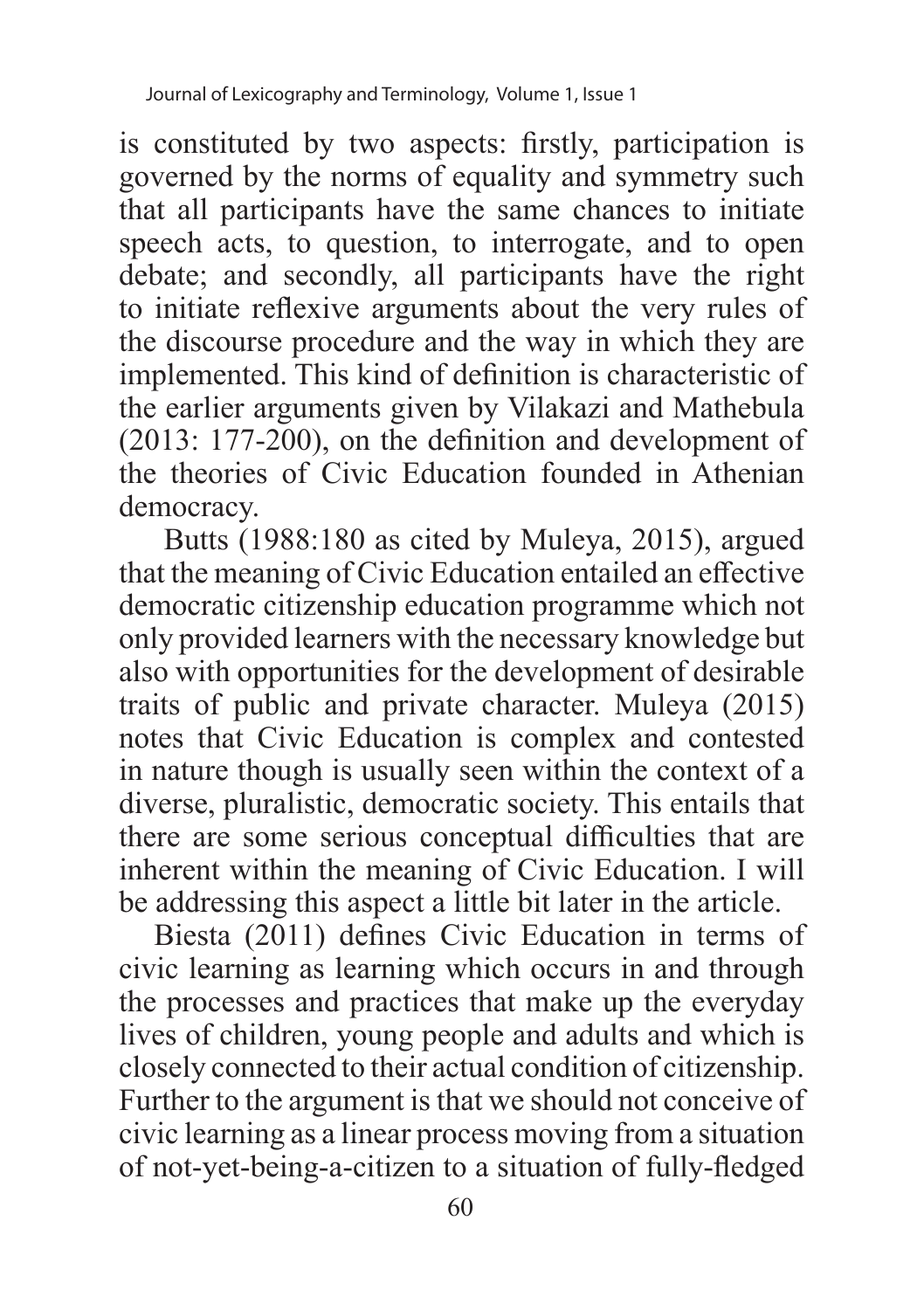is constituted by two aspects: firstly, participation is governed by the norms of equality and symmetry such that all participants have the same chances to initiate speech acts, to question, to interrogate, and to open debate; and secondly, all participants have the right to initiate reflexive arguments about the very rules of the discourse procedure and the way in which they are implemented. This kind of definition is characteristic of the earlier arguments given by Vilakazi and Mathebula (2013: 177-200), on the definition and development of the theories of Civic Education founded in Athenian democracy.

Butts (1988:180 as cited by Muleya, 2015), argued that the meaning of Civic Education entailed an effective democratic citizenship education programme which not only provided learners with the necessary knowledge but also with opportunities for the development of desirable traits of public and private character. Muleya (2015) notes that Civic Education is complex and contested in nature though is usually seen within the context of a diverse, pluralistic, democratic society. This entails that there are some serious conceptual difficulties that are inherent within the meaning of Civic Education. I will be addressing this aspect a little bit later in the article.

Biesta (2011) defines Civic Education in terms of civic learning as learning which occurs in and through the processes and practices that make up the everyday lives of children, young people and adults and which is closely connected to their actual condition of citizenship. Further to the argument is that we should not conceive of civic learning as a linear process moving from a situation of not-yet-being-a-citizen to a situation of fully-fledged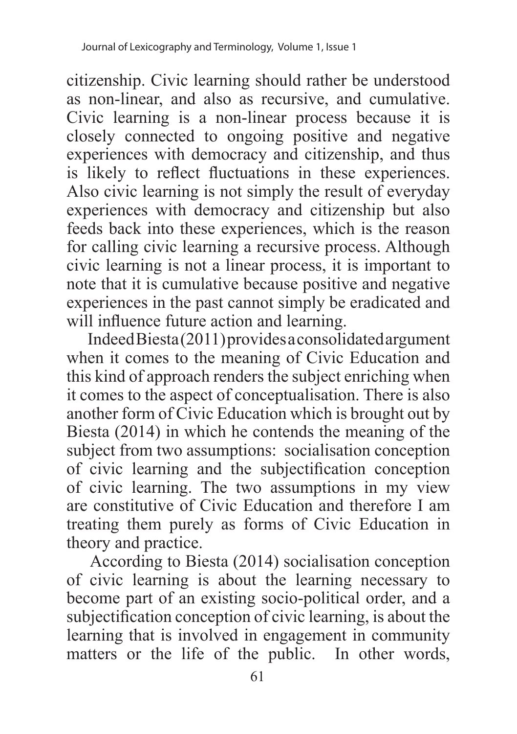citizenship. Civic learning should rather be understood as non-linear, and also as recursive, and cumulative. Civic learning is a non-linear process because it is closely connected to ongoing positive and negative experiences with democracy and citizenship, and thus is likely to reflect fluctuations in these experiences. Also civic learning is not simply the result of everyday experiences with democracy and citizenship but also feeds back into these experiences, which is the reason for calling civic learning a recursive process. Although civic learning is not a linear process, it is important to note that it is cumulative because positive and negative experiences in the past cannot simply be eradicated and will influence future action and learning.

Indeed Biesta (2011) provides a consolidated argument when it comes to the meaning of Civic Education and this kind of approach renders the subject enriching when it comes to the aspect of conceptualisation. There is also another form of Civic Education which is brought out by Biesta (2014) in which he contends the meaning of the subject from two assumptions: socialisation conception of civic learning and the subjectification conception of civic learning. The two assumptions in my view are constitutive of Civic Education and therefore I am treating them purely as forms of Civic Education in theory and practice.

According to Biesta (2014) socialisation conception of civic learning is about the learning necessary to become part of an existing socio-political order, and a subjectification conception of civic learning, is about the learning that is involved in engagement in community matters or the life of the public. In other words,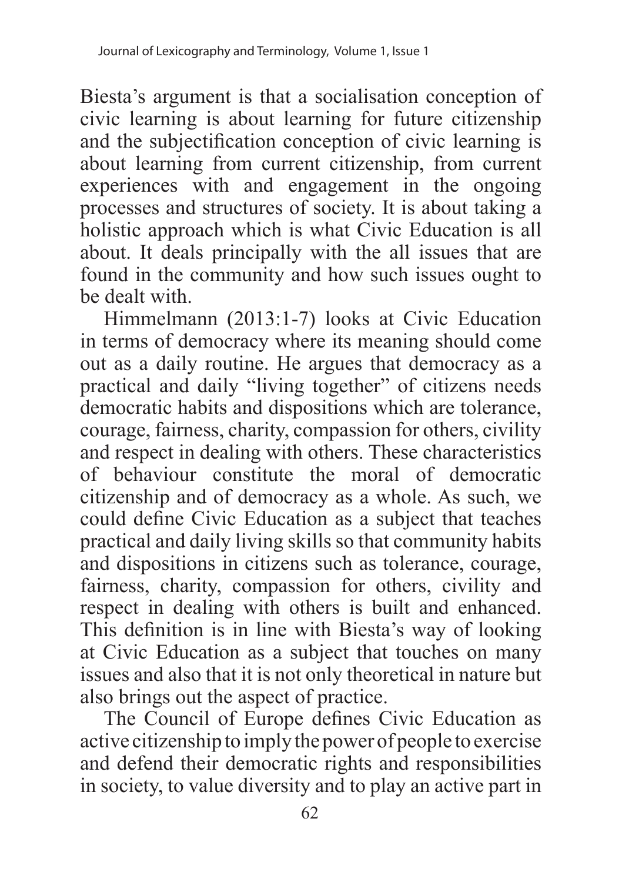Biesta's argument is that a socialisation conception of civic learning is about learning for future citizenship and the subjectification conception of civic learning is about learning from current citizenship, from current experiences with and engagement in the ongoing processes and structures of society. It is about taking a holistic approach which is what Civic Education is all about. It deals principally with the all issues that are found in the community and how such issues ought to be dealt with.

Himmelmann (2013:1-7) looks at Civic Education in terms of democracy where its meaning should come out as a daily routine. He argues that democracy as a practical and daily "living together" of citizens needs democratic habits and dispositions which are tolerance, courage, fairness, charity, compassion for others, civility and respect in dealing with others. These characteristics of behaviour constitute the moral of democratic citizenship and of democracy as a whole. As such, we could define Civic Education as a subject that teaches practical and daily living skills so that community habits and dispositions in citizens such as tolerance, courage, fairness, charity, compassion for others, civility and respect in dealing with others is built and enhanced. This definition is in line with Biesta's way of looking at Civic Education as a subject that touches on many issues and also that it is not only theoretical in nature but also brings out the aspect of practice.

The Council of Europe defines Civic Education as active citizenship to imply the power of people to exercise and defend their democratic rights and responsibilities in society, to value diversity and to play an active part in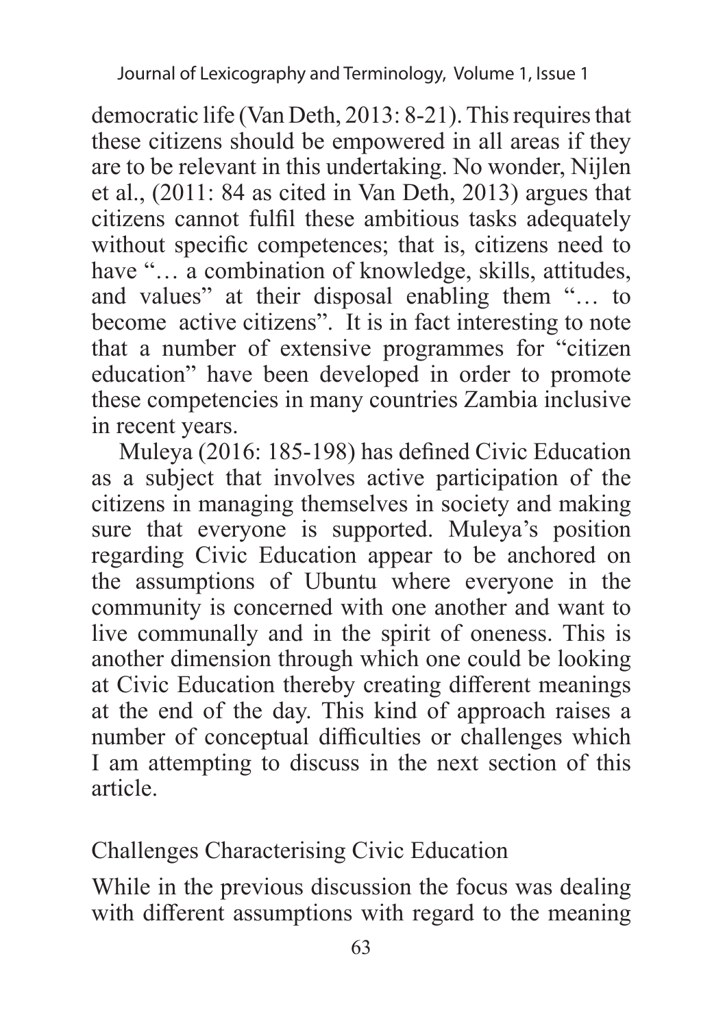democratic life (Van Deth, 2013: 8-21). This requires that these citizens should be empowered in all areas if they are to be relevant in this undertaking. No wonder, Nijlen et al., (2011: 84 as cited in Van Deth, 2013) argues that citizens cannot fulfil these ambitious tasks adequately without specific competences; that is, citizens need to have "… a combination of knowledge, skills, attitudes, and values" at their disposal enabling them "… to become active citizens". It is in fact interesting to note that a number of extensive programmes for "citizen education" have been developed in order to promote these competencies in many countries Zambia inclusive in recent years.

Muleya (2016: 185-198) has defined Civic Education as a subject that involves active participation of the citizens in managing themselves in society and making sure that everyone is supported. Muleya's position regarding Civic Education appear to be anchored on the assumptions of Ubuntu where everyone in the community is concerned with one another and want to live communally and in the spirit of oneness. This is another dimension through which one could be looking at Civic Education thereby creating different meanings at the end of the day. This kind of approach raises a number of conceptual difficulties or challenges which I am attempting to discuss in the next section of this article.

## Challenges Characterising Civic Education

While in the previous discussion the focus was dealing with different assumptions with regard to the meaning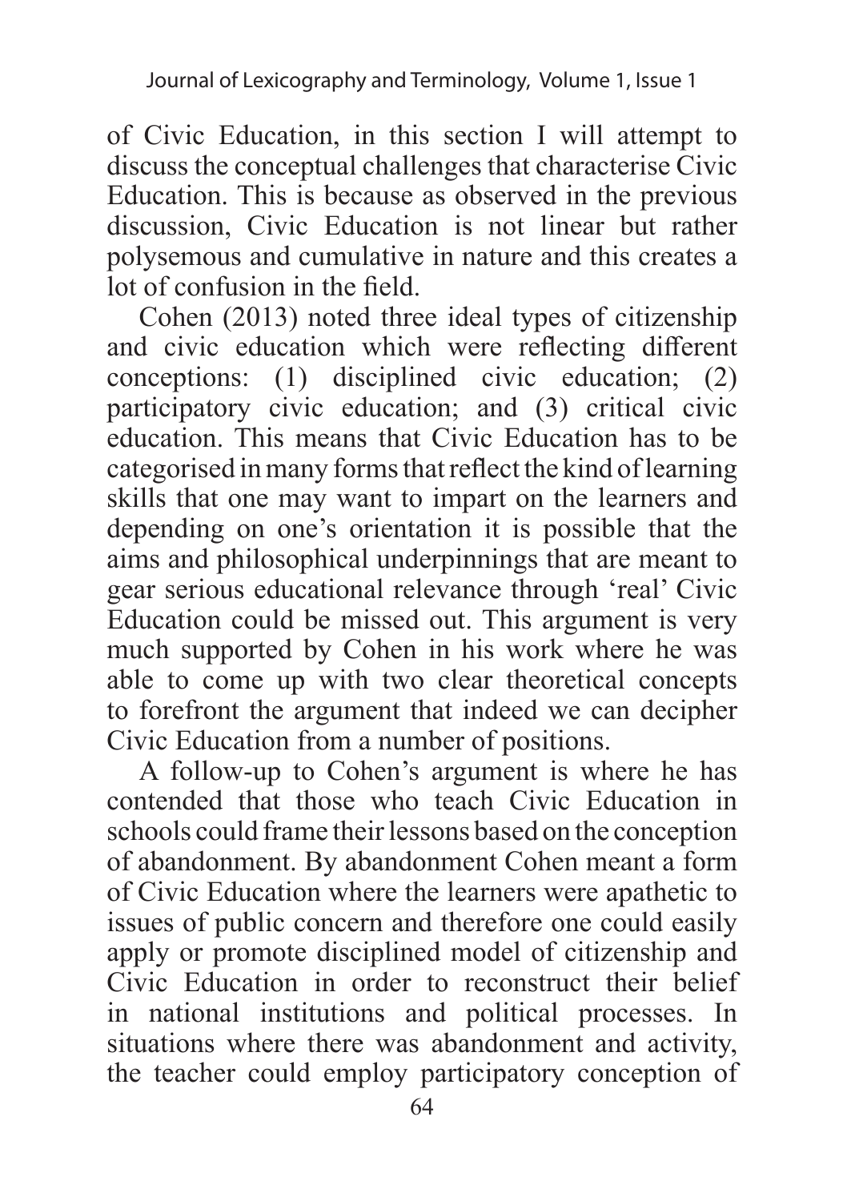of Civic Education, in this section I will attempt to discuss the conceptual challenges that characterise Civic Education. This is because as observed in the previous discussion, Civic Education is not linear but rather polysemous and cumulative in nature and this creates a lot of confusion in the field.

Cohen (2013) noted three ideal types of citizenship and civic education which were reflecting different conceptions: (1) disciplined civic education; (2) participatory civic education; and (3) critical civic education. This means that Civic Education has to be categorised in many forms that reflect the kind of learning skills that one may want to impart on the learners and depending on one's orientation it is possible that the aims and philosophical underpinnings that are meant to gear serious educational relevance through 'real' Civic Education could be missed out. This argument is very much supported by Cohen in his work where he was able to come up with two clear theoretical concepts to forefront the argument that indeed we can decipher Civic Education from a number of positions.

A follow-up to Cohen's argument is where he has contended that those who teach Civic Education in schools could frame their lessons based on the conception of abandonment. By abandonment Cohen meant a form of Civic Education where the learners were apathetic to issues of public concern and therefore one could easily apply or promote disciplined model of citizenship and Civic Education in order to reconstruct their belief in national institutions and political processes. In situations where there was abandonment and activity, the teacher could employ participatory conception of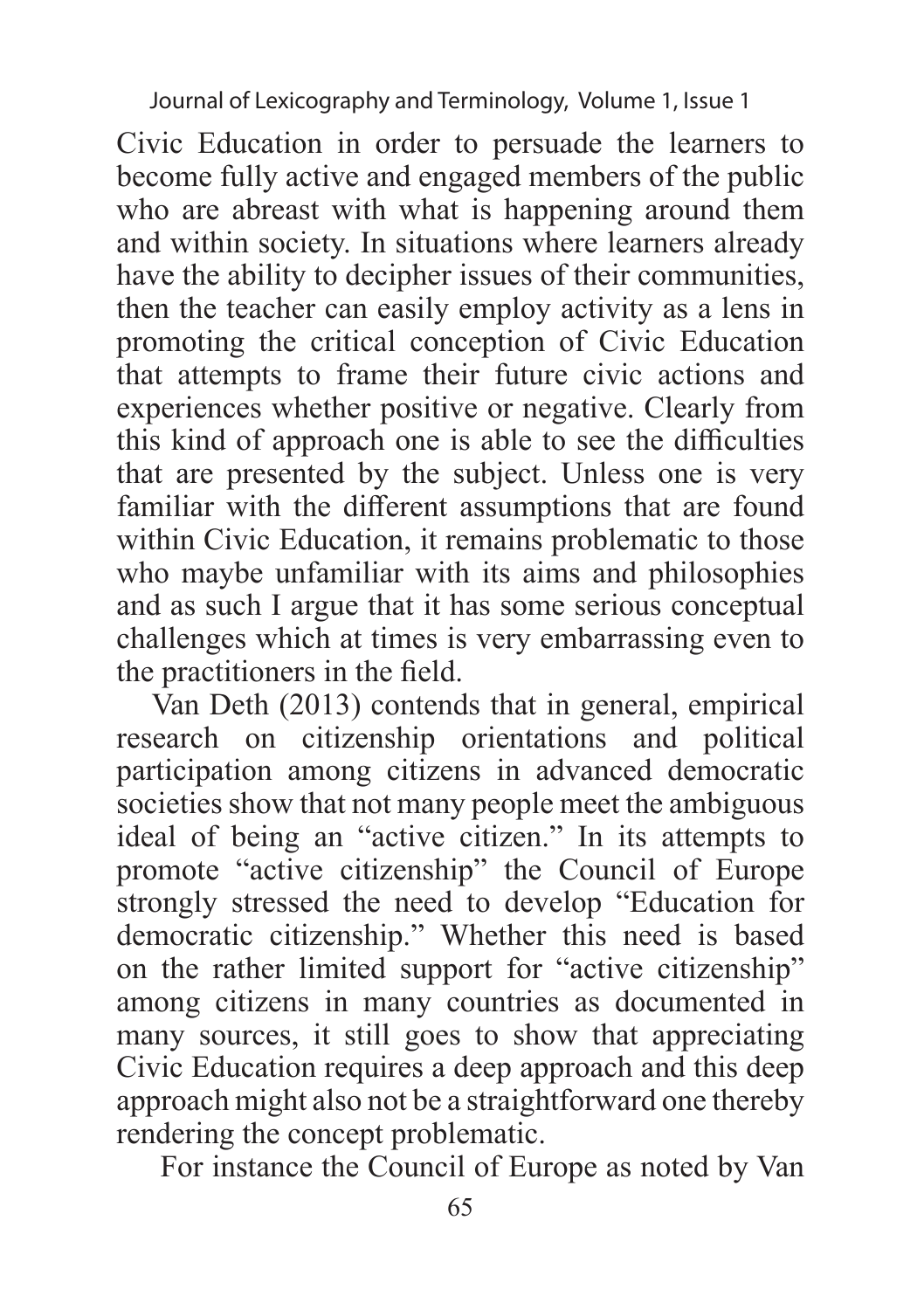Civic Education in order to persuade the learners to become fully active and engaged members of the public who are abreast with what is happening around them and within society. In situations where learners already have the ability to decipher issues of their communities, then the teacher can easily employ activity as a lens in promoting the critical conception of Civic Education that attempts to frame their future civic actions and experiences whether positive or negative. Clearly from this kind of approach one is able to see the difficulties that are presented by the subject. Unless one is very familiar with the different assumptions that are found within Civic Education, it remains problematic to those who maybe unfamiliar with its aims and philosophies and as such I argue that it has some serious conceptual challenges which at times is very embarrassing even to the practitioners in the field.

Van Deth (2013) contends that in general, empirical research on citizenship orientations and political participation among citizens in advanced democratic societies show that not many people meet the ambiguous ideal of being an "active citizen." In its attempts to promote "active citizenship" the Council of Europe strongly stressed the need to develop "Education for democratic citizenship." Whether this need is based on the rather limited support for "active citizenship" among citizens in many countries as documented in many sources, it still goes to show that appreciating Civic Education requires a deep approach and this deep approach might also not be a straightforward one thereby rendering the concept problematic.

For instance the Council of Europe as noted by Van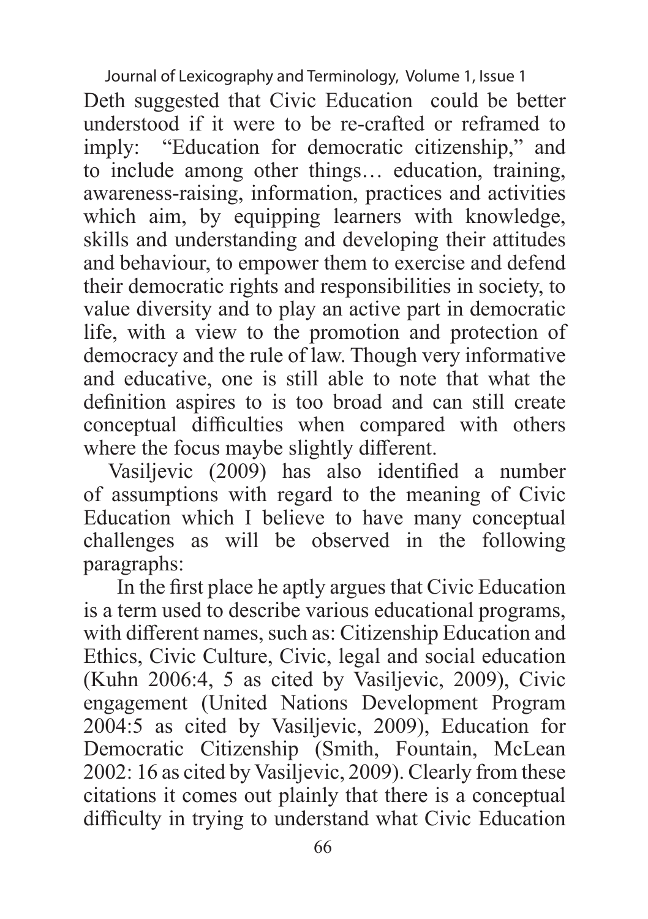Deth suggested that Civic Education could be better understood if it were to be re-crafted or reframed to imply: "Education for democratic citizenship," and to include among other things… education, training, awareness-raising, information, practices and activities which aim, by equipping learners with knowledge, skills and understanding and developing their attitudes and behaviour, to empower them to exercise and defend their democratic rights and responsibilities in society, to value diversity and to play an active part in democratic life, with a view to the promotion and protection of democracy and the rule of law. Though very informative and educative, one is still able to note that what the definition aspires to is too broad and can still create conceptual difficulties when compared with others where the focus maybe slightly different.

Vasiljevic (2009) has also identified a number of assumptions with regard to the meaning of Civic Education which I believe to have many conceptual challenges as will be observed in the following paragraphs:

In the first place he aptly argues that Civic Education is a term used to describe various educational programs, with different names, such as: Citizenship Education and Ethics, Civic Culture, Civic, legal and social education (Kuhn 2006:4, 5 as cited by Vasiljevic, 2009), Civic engagement (United Nations Development Program 2004:5 as cited by Vasiljevic, 2009), Education for Democratic Citizenship (Smith, Fountain, McLean 2002: 16 as cited by Vasiljevic, 2009). Clearly from these citations it comes out plainly that there is a conceptual difficulty in trying to understand what Civic Education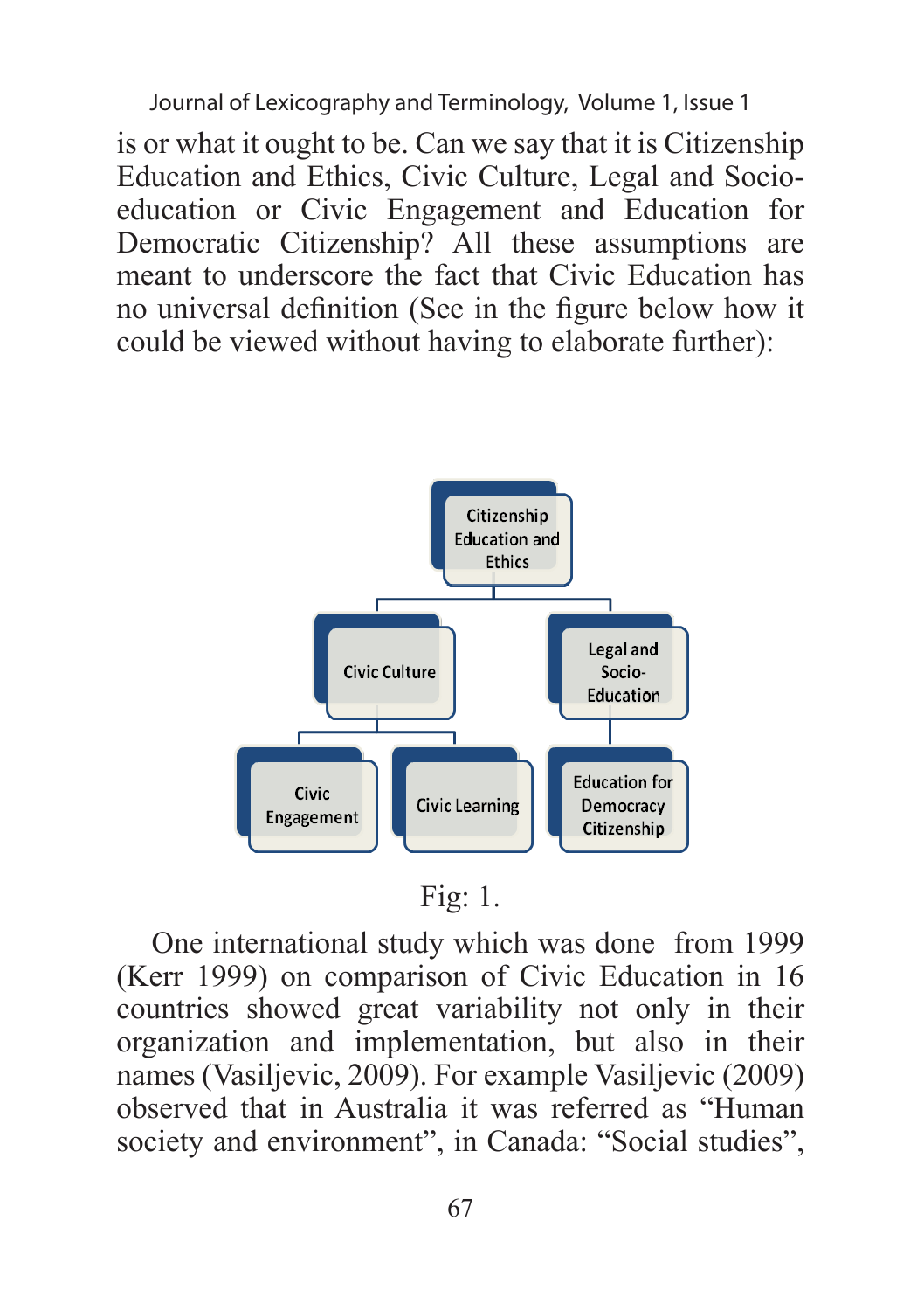is or what it ought to be. Can we say that it is Citizenship Education and Ethics, Civic Culture, Legal and Socio-education or Civic Engagement and Education for Democratic Citizenship? All these assumptions are meant to underscore the fact that Civic Education has no universal definition (See in the figure below how it could be viewed without having to elaborate further):

- Citizenship Education and Ethics
  - Civic Culture
    - Civic Engagement
    - Civic Learning
  - Legal and Socio-Education
    - Education for Democracy Citizenship

Fig: 1.

One international study which was done from 1999 (Kerr 1999) on comparison of Civic Education in 16 countries showed great variability not only in their organization and implementation, but also in their names (Vasiljevic, 2009). For example Vasiljevic (2009) observed that in Australia it was referred as "Human society and environment", in Canada: "Social studies",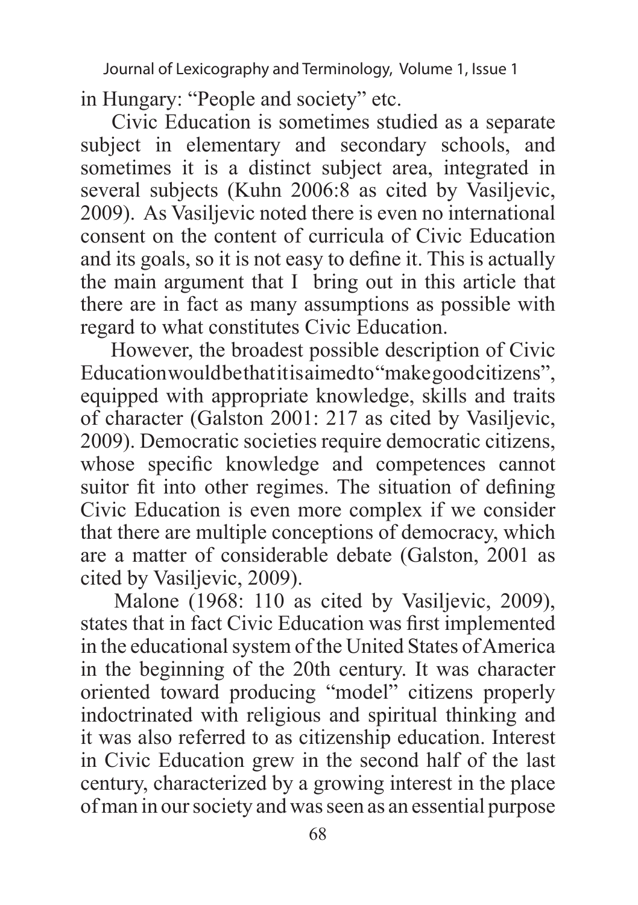in Hungary: “People and society” etc.

Civic Education is sometimes studied as a separate subject in elementary and secondary schools, and sometimes it is a distinct subject area, integrated in several subjects (Kuhn 2006:8 as cited by Vasiljevic, 2009). As Vasiljevic noted there is even no international consent on the content of curricula of Civic Education and its goals, so it is not easy to define it. This is actually the main argument that I bring out in this article that there are in fact as many assumptions as possible with regard to what constitutes Civic Education.

However, the broadest possible description of Civic Education would be that it is aimed to “make good citizens”, equipped with appropriate knowledge, skills and traits of character (Galston 2001: 217 as cited by Vasiljevic, 2009). Democratic societies require democratic citizens, whose specific knowledge and competences cannot suitor fit into other regimes. The situation of defining Civic Education is even more complex if we consider that there are multiple conceptions of democracy, which are a matter of considerable debate (Galston, 2001 as cited by Vasiljevic, 2009).

Malone (1968: 110 as cited by Vasiljevic, 2009), states that in fact Civic Education was first implemented in the educational system of the United States of America in the beginning of the 20th century. It was character oriented toward producing “model” citizens properly indoctrinated with religious and spiritual thinking and it was also referred to as citizenship education. Interest in Civic Education grew in the second half of the last century, characterized by a growing interest in the place of man in our society and was seen as an essential purpose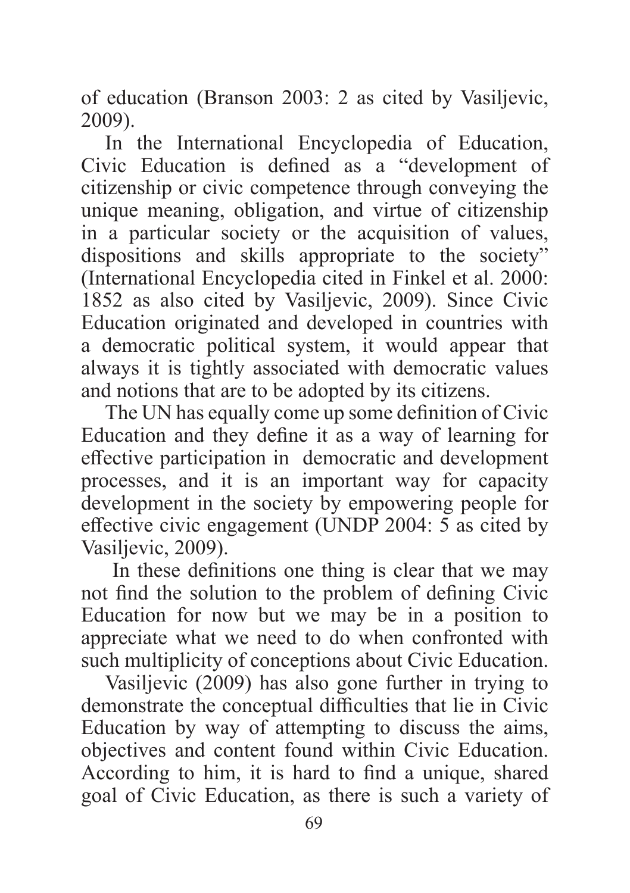of education (Branson 2003: 2 as cited by Vasiljevic, 2009).

In the International Encyclopedia of Education, Civic Education is defined as a "development of citizenship or civic competence through conveying the unique meaning, obligation, and virtue of citizenship in a particular society or the acquisition of values, dispositions and skills appropriate to the society" (International Encyclopedia cited in Finkel et al. 2000: 1852 as also cited by Vasiljevic, 2009). Since Civic Education originated and developed in countries with a democratic political system, it would appear that always it is tightly associated with democratic values and notions that are to be adopted by its citizens.

The UN has equally come up some definition of Civic Education and they define it as a way of learning for effective participation in democratic and development processes, and it is an important way for capacity development in the society by empowering people for effective civic engagement (UNDP 2004: 5 as cited by Vasiljevic, 2009).

In these definitions one thing is clear that we may not find the solution to the problem of defining Civic Education for now but we may be in a position to appreciate what we need to do when confronted with such multiplicity of conceptions about Civic Education.

Vasiljevic (2009) has also gone further in trying to demonstrate the conceptual difficulties that lie in Civic Education by way of attempting to discuss the aims, objectives and content found within Civic Education. According to him, it is hard to find a unique, shared goal of Civic Education, as there is such a variety of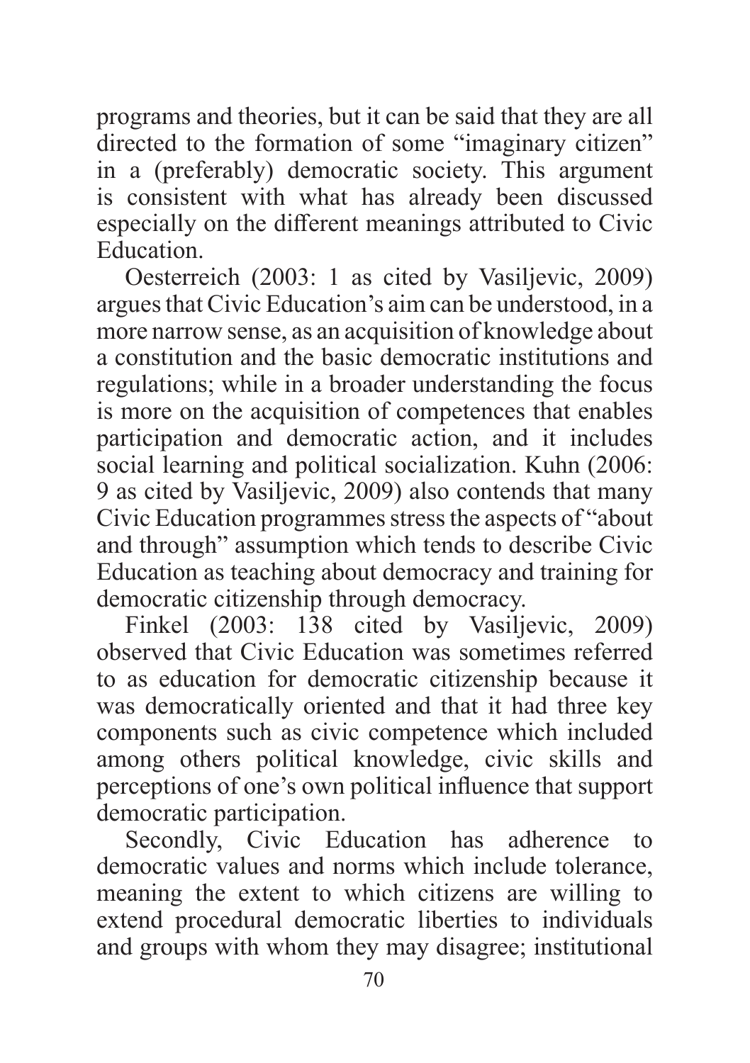programs and theories, but it can be said that they are all directed to the formation of some "imaginary citizen" in a (preferably) democratic society. This argument is consistent with what has already been discussed especially on the different meanings attributed to Civic Education.

Oesterreich (2003: 1 as cited by Vasiljevic, 2009) argues that Civic Education's aim can be understood, in a more narrow sense, as an acquisition of knowledge about a constitution and the basic democratic institutions and regulations; while in a broader understanding the focus is more on the acquisition of competences that enables participation and democratic action, and it includes social learning and political socialization. Kuhn (2006: 9 as cited by Vasiljevic, 2009) also contends that many Civic Education programmes stress the aspects of "about and through" assumption which tends to describe Civic Education as teaching about democracy and training for democratic citizenship through democracy.

Finkel (2003: 138 cited by Vasiljevic, 2009) observed that Civic Education was sometimes referred to as education for democratic citizenship because it was democratically oriented and that it had three key components such as civic competence which included among others political knowledge, civic skills and perceptions of one's own political influence that support democratic participation.

Secondly, Civic Education has adherence to democratic values and norms which include tolerance, meaning the extent to which citizens are willing to extend procedural democratic liberties to individuals and groups with whom they may disagree; institutional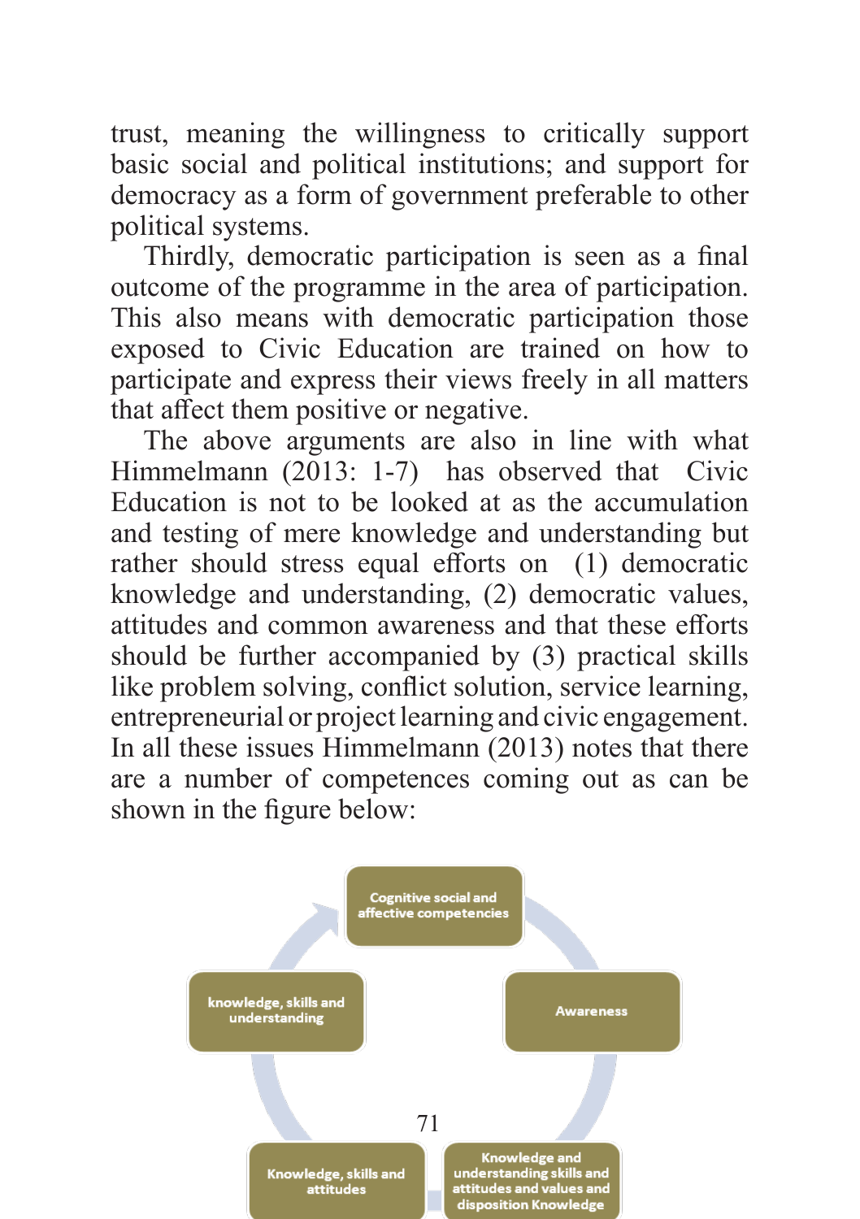trust, meaning the willingness to critically support basic social and political institutions; and support for democracy as a form of government preferable to other political systems.

Thirdly, democratic participation is seen as a final outcome of the programme in the area of participation. This also means with democratic participation those exposed to Civic Education are trained on how to participate and express their views freely in all matters that affect them positive or negative.

The above arguments are also in line with what Himmelmann (2013: 1-7) has observed that Civic Education is not to be looked at as the accumulation and testing of mere knowledge and understanding but rather should stress equal efforts on (1) democratic knowledge and understanding, (2) democratic values, attitudes and common awareness and that these efforts should be further accompanied by (3) practical skills like problem solving, conflict solution, service learning, entrepreneurial or project learning and civic engagement. In all these issues Himmelmann (2013) notes that there are a number of competences coming out as can be shown in the figure below:

Cognitive social and affective competencies

Awareness

Knowledge and understanding skills and attitudes and values and disposition Knowledge

Knowledge, skills and attitudes

knowledge, skills and understanding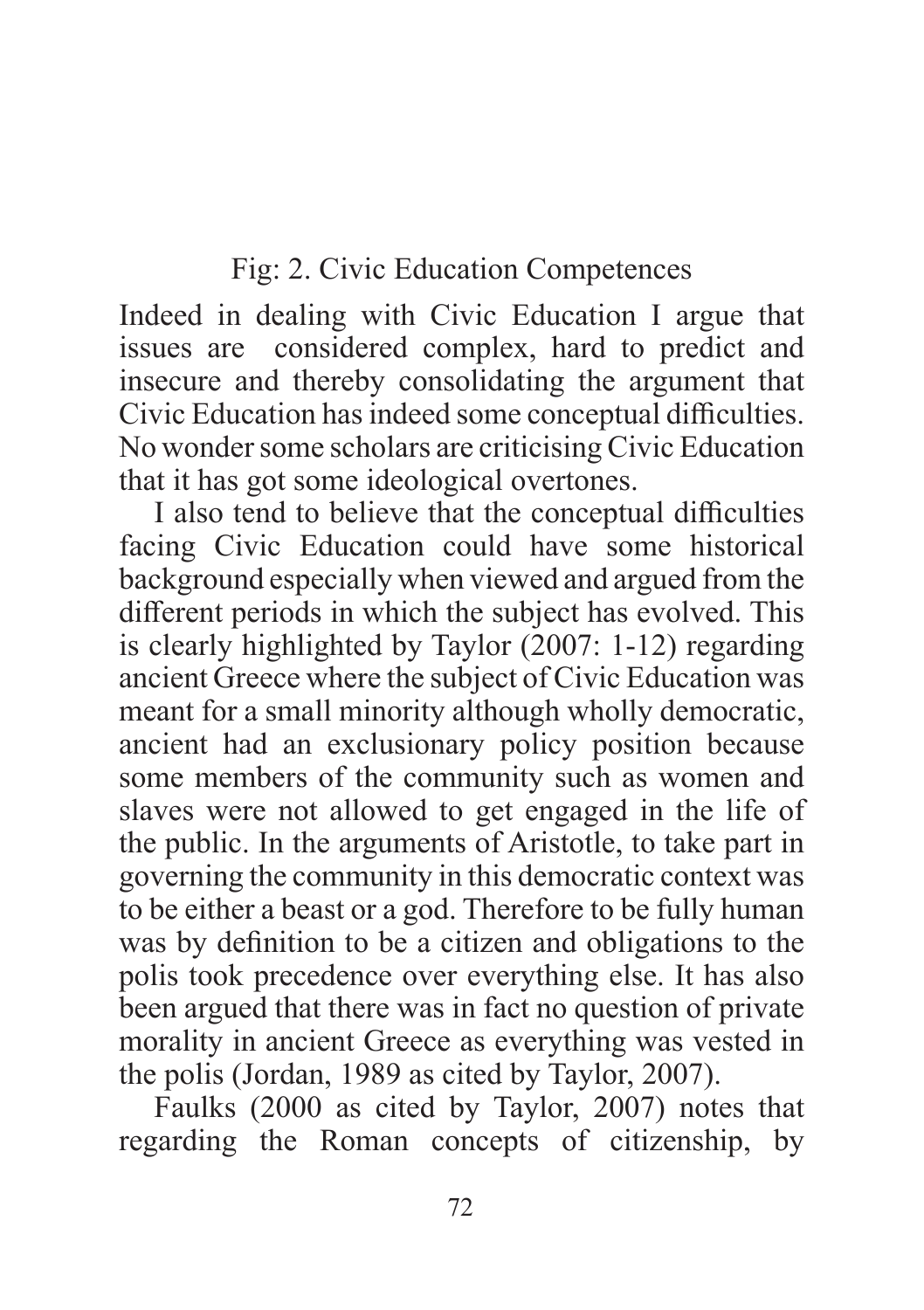Fig: 2. Civic Education Competences

Indeed in dealing with Civic Education I argue that issues are considered complex, hard to predict and insecure and thereby consolidating the argument that Civic Education has indeed some conceptual difficulties. No wonder some scholars are criticising Civic Education that it has got some ideological overtones.

I also tend to believe that the conceptual difficulties facing Civic Education could have some historical background especially when viewed and argued from the different periods in which the subject has evolved. This is clearly highlighted by Taylor (2007: 1-12) regarding ancient Greece where the subject of Civic Education was meant for a small minority although wholly democratic, ancient had an exclusionary policy position because some members of the community such as women and slaves were not allowed to get engaged in the life of the public. In the arguments of Aristotle, to take part in governing the community in this democratic context was to be either a beast or a god. Therefore to be fully human was by definition to be a citizen and obligations to the polis took precedence over everything else. It has also been argued that there was in fact no question of private morality in ancient Greece as everything was vested in the polis (Jordan, 1989 as cited by Taylor, 2007).

Faulks (2000 as cited by Taylor, 2007) notes that regarding the Roman concepts of citizenship, by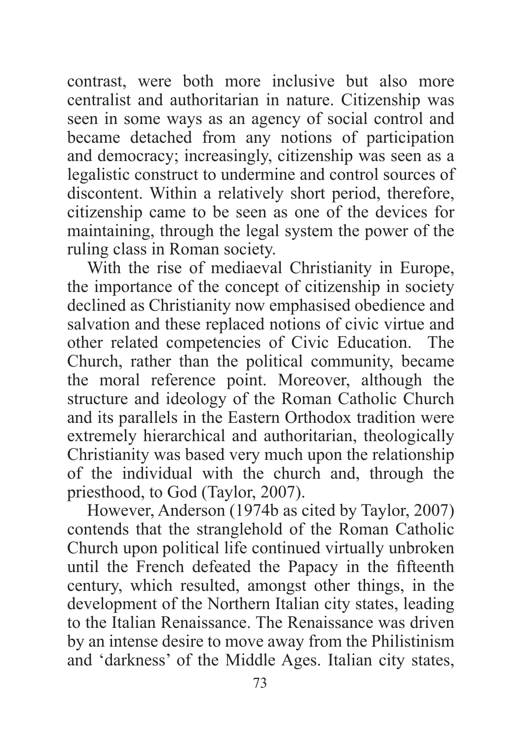contrast, were both more inclusive but also more centralist and authoritarian in nature. Citizenship was seen in some ways as an agency of social control and became detached from any notions of participation and democracy; increasingly, citizenship was seen as a legalistic construct to undermine and control sources of discontent. Within a relatively short period, therefore, citizenship came to be seen as one of the devices for maintaining, through the legal system the power of the ruling class in Roman society.

With the rise of mediaeval Christianity in Europe, the importance of the concept of citizenship in society declined as Christianity now emphasised obedience and salvation and these replaced notions of civic virtue and other related competencies of Civic Education. The Church, rather than the political community, became the moral reference point. Moreover, although the structure and ideology of the Roman Catholic Church and its parallels in the Eastern Orthodox tradition were extremely hierarchical and authoritarian, theologically Christianity was based very much upon the relationship of the individual with the church and, through the priesthood, to God (Taylor, 2007).

However, Anderson (1974b as cited by Taylor, 2007) contends that the stranglehold of the Roman Catholic Church upon political life continued virtually unbroken until the French defeated the Papacy in the fifteenth century, which resulted, amongst other things, in the development of the Northern Italian city states, leading to the Italian Renaissance. The Renaissance was driven by an intense desire to move away from the Philistinism and 'darkness' of the Middle Ages. Italian city states,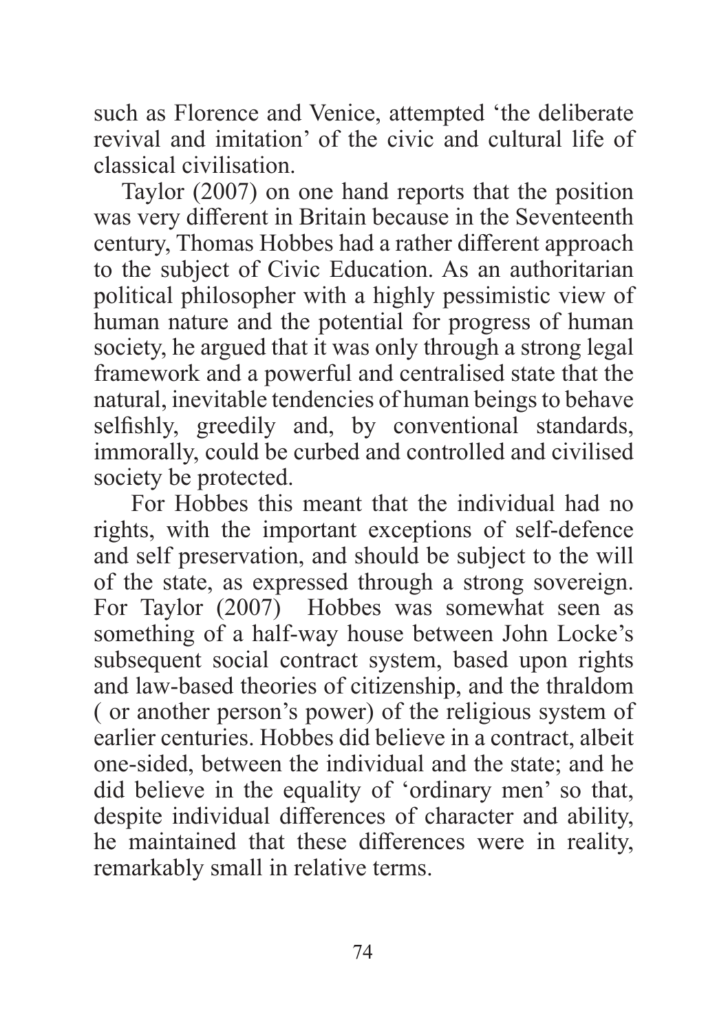such as Florence and Venice, attempted 'the deliberate revival and imitation' of the civic and cultural life of classical civilisation.

Taylor (2007) on one hand reports that the position was very different in Britain because in the Seventeenth century, Thomas Hobbes had a rather different approach to the subject of Civic Education. As an authoritarian political philosopher with a highly pessimistic view of human nature and the potential for progress of human society, he argued that it was only through a strong legal framework and a powerful and centralised state that the natural, inevitable tendencies of human beings to behave selfishly, greedily and, by conventional standards, immorally, could be curbed and controlled and civilised society be protected.

For Hobbes this meant that the individual had no rights, with the important exceptions of self-defence and self preservation, and should be subject to the will of the state, as expressed through a strong sovereign. For Taylor (2007) Hobbes was somewhat seen as something of a half-way house between John Locke's subsequent social contract system, based upon rights and law-based theories of citizenship, and the thraldom ( or another person's power) of the religious system of earlier centuries. Hobbes did believe in a contract, albeit one-sided, between the individual and the state; and he did believe in the equality of 'ordinary men' so that, despite individual differences of character and ability, he maintained that these differences were in reality, remarkably small in relative terms.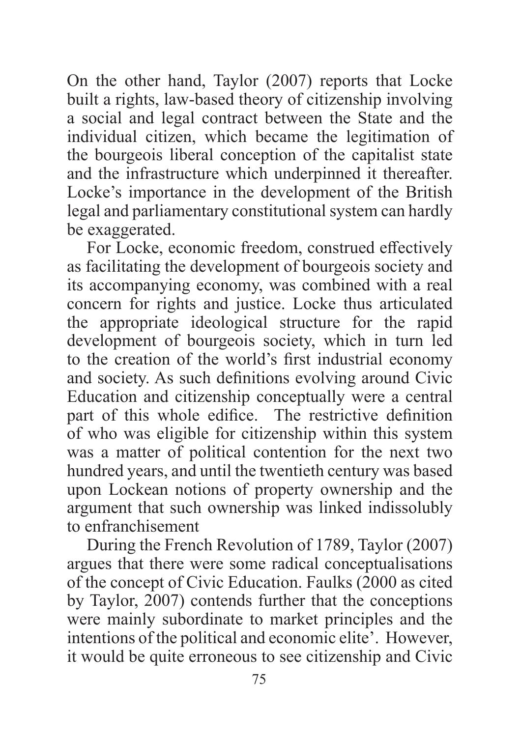On the other hand, Taylor (2007) reports that Locke built a rights, law-based theory of citizenship involving a social and legal contract between the State and the individual citizen, which became the legitimation of the bourgeois liberal conception of the capitalist state and the infrastructure which underpinned it thereafter. Locke's importance in the development of the British legal and parliamentary constitutional system can hardly be exaggerated.

For Locke, economic freedom, construed effectively as facilitating the development of bourgeois society and its accompanying economy, was combined with a real concern for rights and justice. Locke thus articulated the appropriate ideological structure for the rapid development of bourgeois society, which in turn led to the creation of the world's first industrial economy and society. As such definitions evolving around Civic Education and citizenship conceptually were a central part of this whole edifice. The restrictive definition of who was eligible for citizenship within this system was a matter of political contention for the next two hundred years, and until the twentieth century was based upon Lockean notions of property ownership and the argument that such ownership was linked indissolubly to enfranchisement

During the French Revolution of 1789, Taylor (2007) argues that there were some radical conceptualisations of the concept of Civic Education. Faulks (2000 as cited by Taylor, 2007) contends further that the conceptions were mainly subordinate to market principles and the intentions of the political and economic elite'. However, it would be quite erroneous to see citizenship and Civic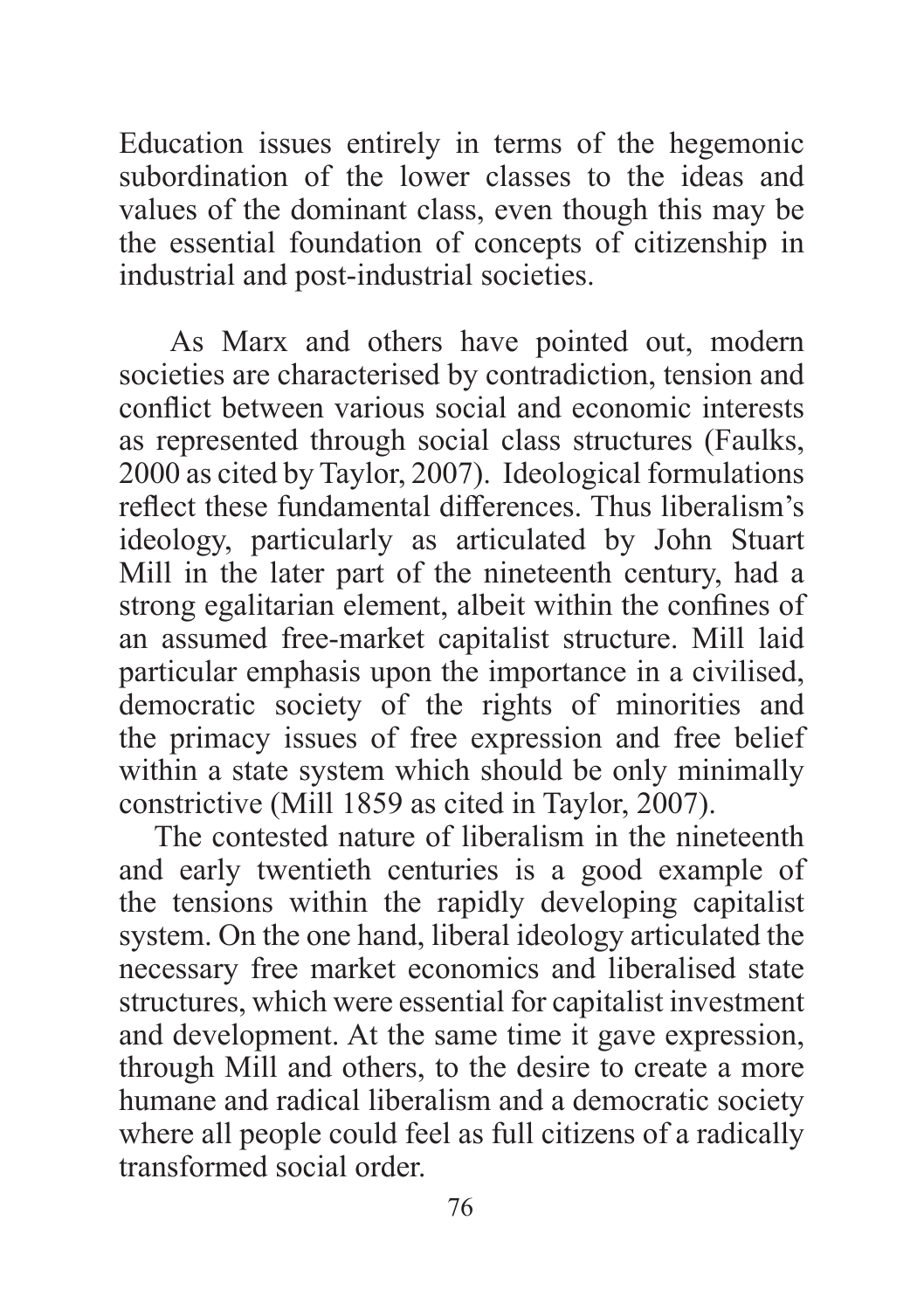Education issues entirely in terms of the hegemonic subordination of the lower classes to the ideas and values of the dominant class, even though this may be the essential foundation of concepts of citizenship in industrial and post-industrial societies.

As Marx and others have pointed out, modern societies are characterised by contradiction, tension and conflict between various social and economic interests as represented through social class structures (Faulks, 2000 as cited by Taylor, 2007). Ideological formulations reflect these fundamental differences. Thus liberalism's ideology, particularly as articulated by John Stuart Mill in the later part of the nineteenth century, had a strong egalitarian element, albeit within the confines of an assumed free-market capitalist structure. Mill laid particular emphasis upon the importance in a civilised, democratic society of the rights of minorities and the primacy issues of free expression and free belief within a state system which should be only minimally constrictive (Mill 1859 as cited in Taylor, 2007).

The contested nature of liberalism in the nineteenth and early twentieth centuries is a good example of the tensions within the rapidly developing capitalist system. On the one hand, liberal ideology articulated the necessary free market economics and liberalised state structures, which were essential for capitalist investment and development. At the same time it gave expression, through Mill and others, to the desire to create a more humane and radical liberalism and a democratic society where all people could feel as full citizens of a radically transformed social order.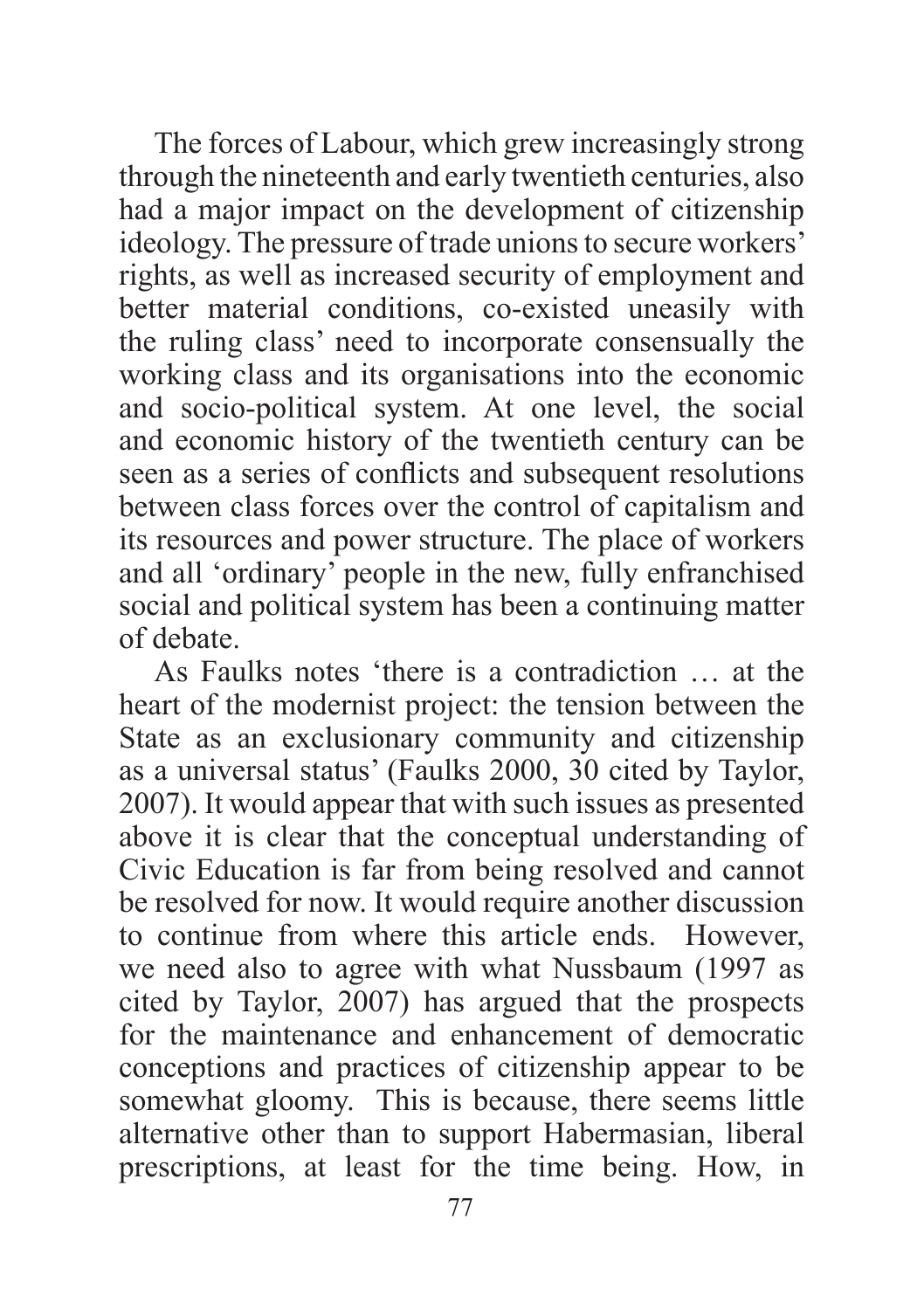The forces of Labour, which grew increasingly strong through the nineteenth and early twentieth centuries, also had a major impact on the development of citizenship ideology. The pressure of trade unions to secure workers' rights, as well as increased security of employment and better material conditions, co-existed uneasily with the ruling class' need to incorporate consensually the working class and its organisations into the economic and socio-political system. At one level, the social and economic history of the twentieth century can be seen as a series of conflicts and subsequent resolutions between class forces over the control of capitalism and its resources and power structure. The place of workers and all 'ordinary' people in the new, fully enfranchised social and political system has been a continuing matter of debate.

As Faulks notes 'there is a contradiction … at the heart of the modernist project: the tension between the State as an exclusionary community and citizenship as a universal status' (Faulks 2000, 30 cited by Taylor, 2007). It would appear that with such issues as presented above it is clear that the conceptual understanding of Civic Education is far from being resolved and cannot be resolved for now. It would require another discussion to continue from where this article ends. However, we need also to agree with what Nussbaum (1997 as cited by Taylor, 2007) has argued that the prospects for the maintenance and enhancement of democratic conceptions and practices of citizenship appear to be somewhat gloomy. This is because, there seems little alternative other than to support Habermasian, liberal prescriptions, at least for the time being. How, in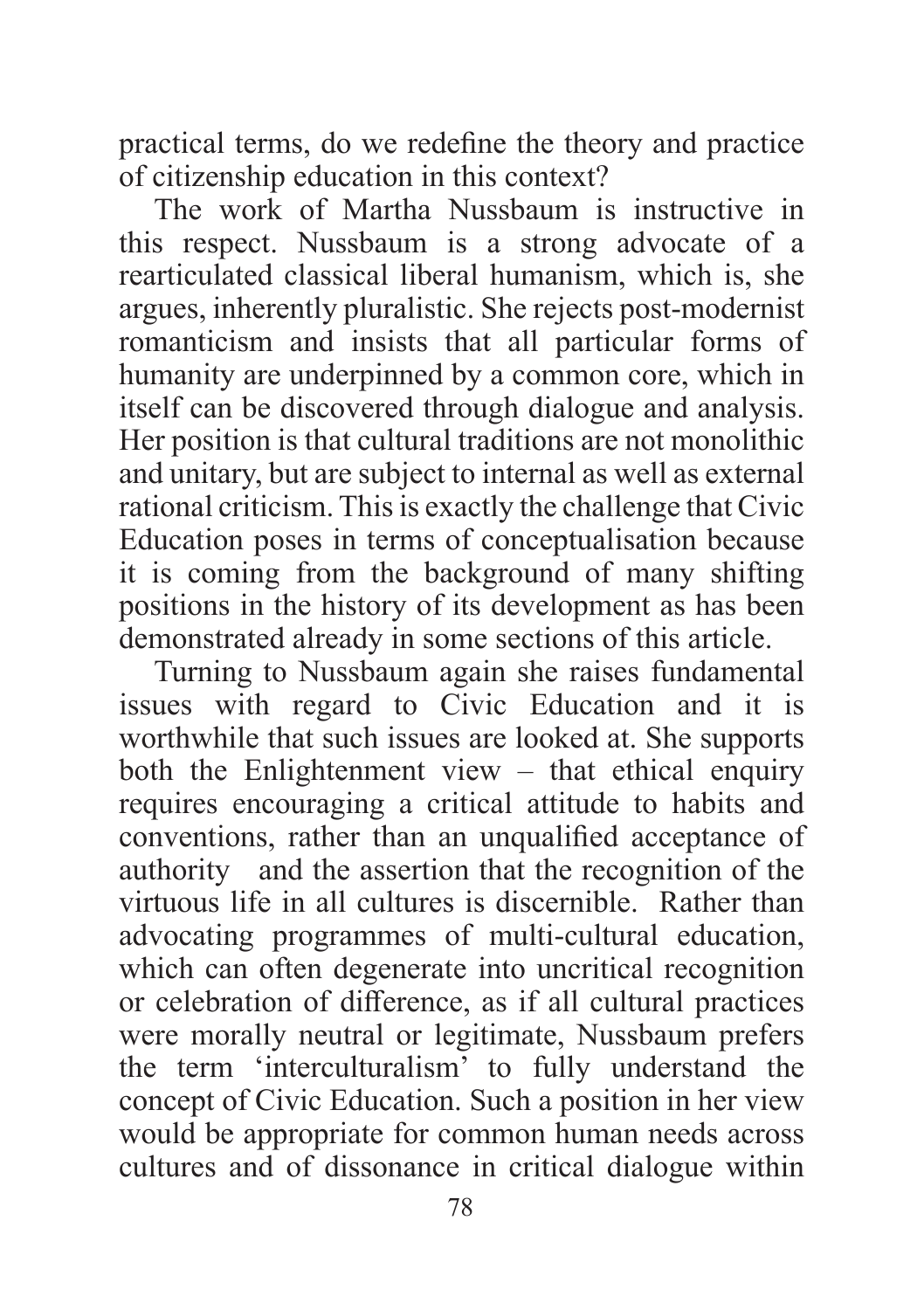practical terms, do we redefine the theory and practice of citizenship education in this context?

The work of Martha Nussbaum is instructive in this respect. Nussbaum is a strong advocate of a rearticulated classical liberal humanism, which is, she argues, inherently pluralistic. She rejects post-modernist romanticism and insists that all particular forms of humanity are underpinned by a common core, which in itself can be discovered through dialogue and analysis. Her position is that cultural traditions are not monolithic and unitary, but are subject to internal as well as external rational criticism. This is exactly the challenge that Civic Education poses in terms of conceptualisation because it is coming from the background of many shifting positions in the history of its development as has been demonstrated already in some sections of this article.

Turning to Nussbaum again she raises fundamental issues with regard to Civic Education and it is worthwhile that such issues are looked at. She supports both the Enlightenment view – that ethical enquiry requires encouraging a critical attitude to habits and conventions, rather than an unqualified acceptance of authority and the assertion that the recognition of the virtuous life in all cultures is discernible. Rather than advocating programmes of multi-cultural education, which can often degenerate into uncritical recognition or celebration of difference, as if all cultural practices were morally neutral or legitimate, Nussbaum prefers the term 'interculturalism' to fully understand the concept of Civic Education. Such a position in her view would be appropriate for common human needs across cultures and of dissonance in critical dialogue within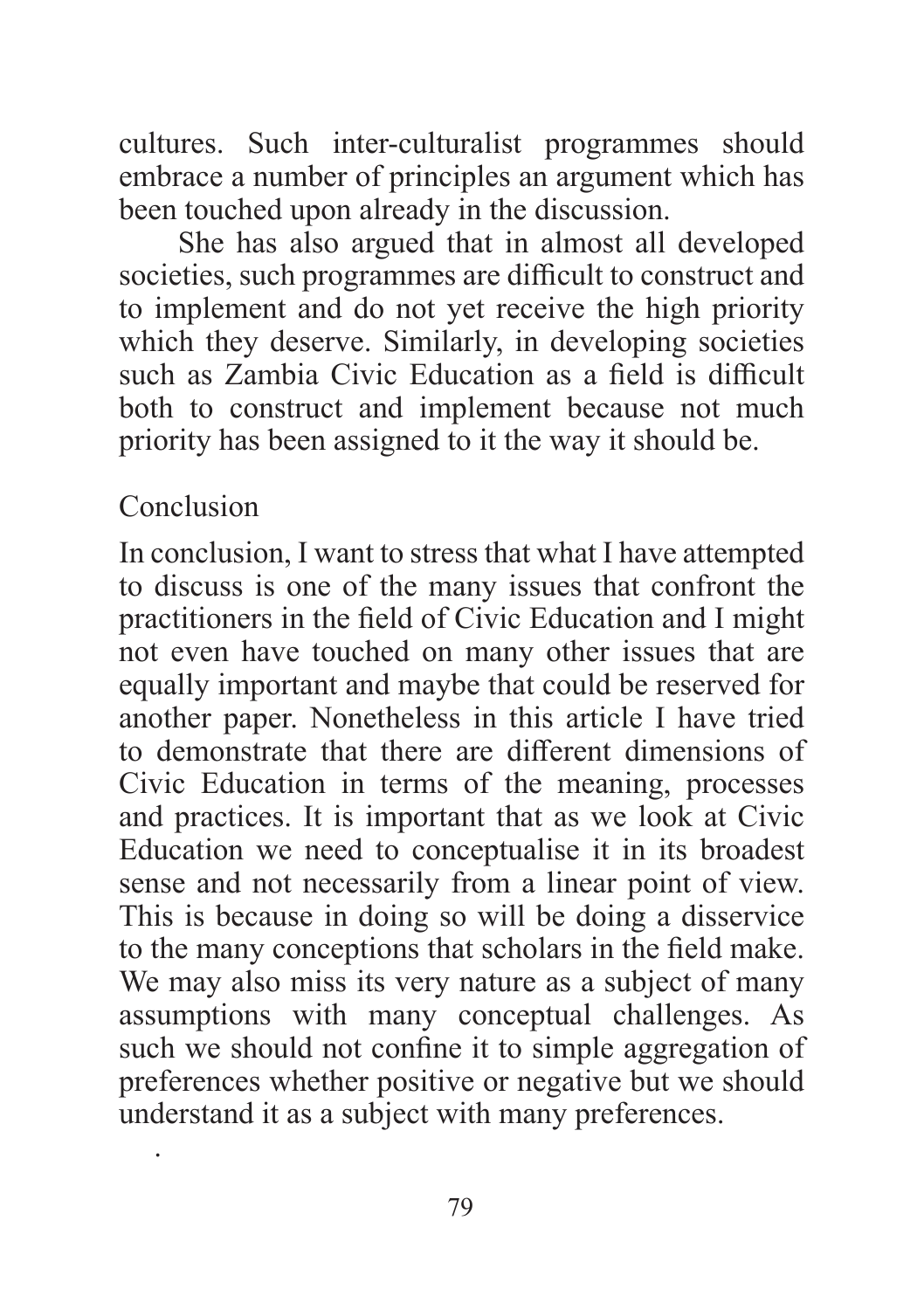cultures. Such inter-culturalist programmes should embrace a number of principles an argument which has been touched upon already in the discussion.

She has also argued that in almost all developed societies, such programmes are difficult to construct and to implement and do not yet receive the high priority which they deserve. Similarly, in developing societies such as Zambia Civic Education as a field is difficult both to construct and implement because not much priority has been assigned to it the way it should be.

## Conclusion

In conclusion, I want to stress that what I have attempted to discuss is one of the many issues that confront the practitioners in the field of Civic Education and I might not even have touched on many other issues that are equally important and maybe that could be reserved for another paper. Nonetheless in this article I have tried to demonstrate that there are different dimensions of Civic Education in terms of the meaning, processes and practices. It is important that as we look at Civic Education we need to conceptualise it in its broadest sense and not necessarily from a linear point of view. This is because in doing so will be doing a disservice to the many conceptions that scholars in the field make. We may also miss its very nature as a subject of many assumptions with many conceptual challenges. As such we should not confine it to simple aggregation of preferences whether positive or negative but we should understand it as a subject with many preferences.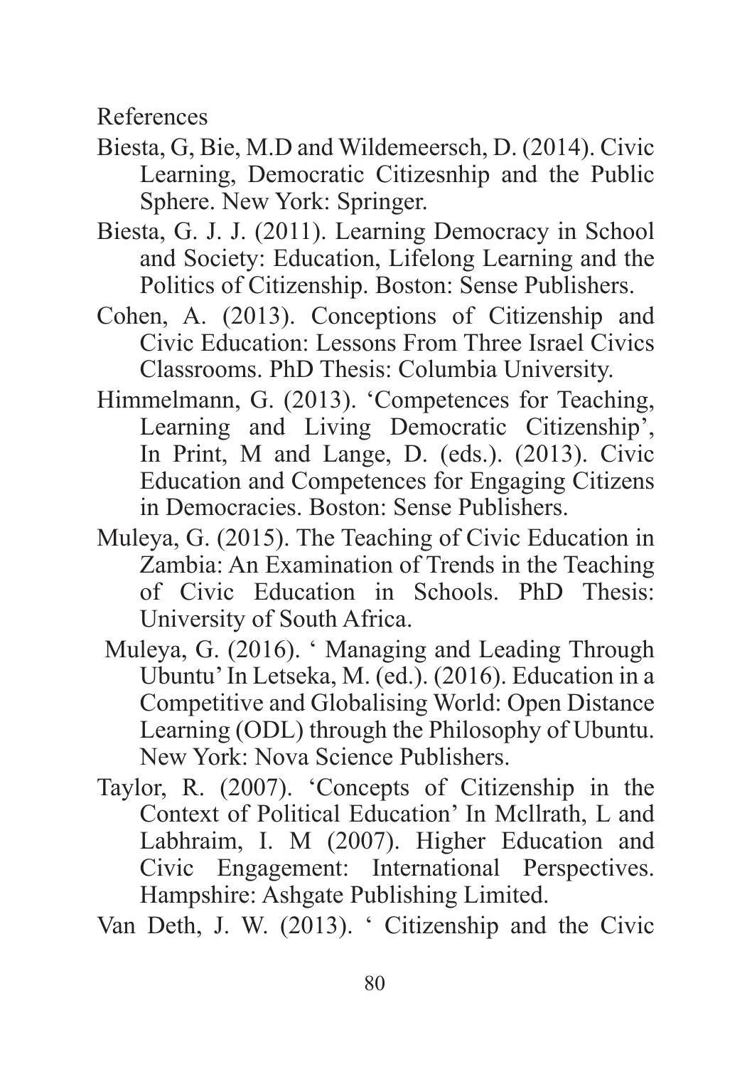References

Biesta, G, Bie, M.D and Wildemeersch, D. (2014). Civic Learning, Democratic Citizesnhip and the Public Sphere. New York: Springer.

Biesta, G. J. J. (2011). Learning Democracy in School and Society: Education, Lifelong Learning and the Politics of Citizenship. Boston: Sense Publishers.

Cohen, A. (2013). Conceptions of Citizenship and Civic Education: Lessons From Three Israel Civics Classrooms. PhD Thesis: Columbia University.

Himmelmann, G. (2013). 'Competences for Teaching, Learning and Living Democratic Citizenship', In Print, M and Lange, D. (eds.). (2013). Civic Education and Competences for Engaging Citizens in Democracies. Boston: Sense Publishers.

Muleya, G. (2015). The Teaching of Civic Education in Zambia: An Examination of Trends in the Teaching of Civic Education in Schools. PhD Thesis: University of South Africa.

Muleya, G. (2016). ' Managing and Leading Through Ubuntu' In Letseka, M. (ed.). (2016). Education in a Competitive and Globalising World: Open Distance Learning (ODL) through the Philosophy of Ubuntu. New York: Nova Science Publishers.

Taylor, R. (2007). 'Concepts of Citizenship in the Context of Political Education' In Mcllrath, L and Labhraim, I. M (2007). Higher Education and Civic Engagement: International Perspectives. Hampshire: Ashgate Publishing Limited.

Van Deth, J. W. (2013). ' Citizenship and the Civic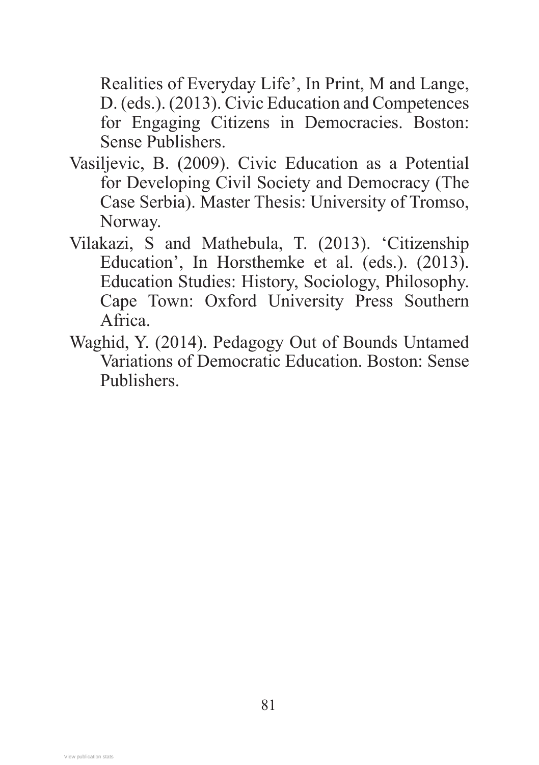Realities of Everyday Life', In Print, M and Lange, D. (eds.). (2013). Civic Education and Competences for Engaging Citizens in Democracies. Boston: Sense Publishers.

Vasiljevic, B. (2009). Civic Education as a Potential for Developing Civil Society and Democracy (The Case Serbia). Master Thesis: University of Tromso, Norway.

Vilakazi, S and Mathebula, T. (2013). 'Citizenship Education', In Horsthemke et al. (eds.). (2013). Education Studies: History, Sociology, Philosophy. Cape Town: Oxford University Press Southern Africa.

Waghid, Y. (2014). Pedagogy Out of Bounds Untamed Variations of Democratic Education. Boston: Sense Publishers.